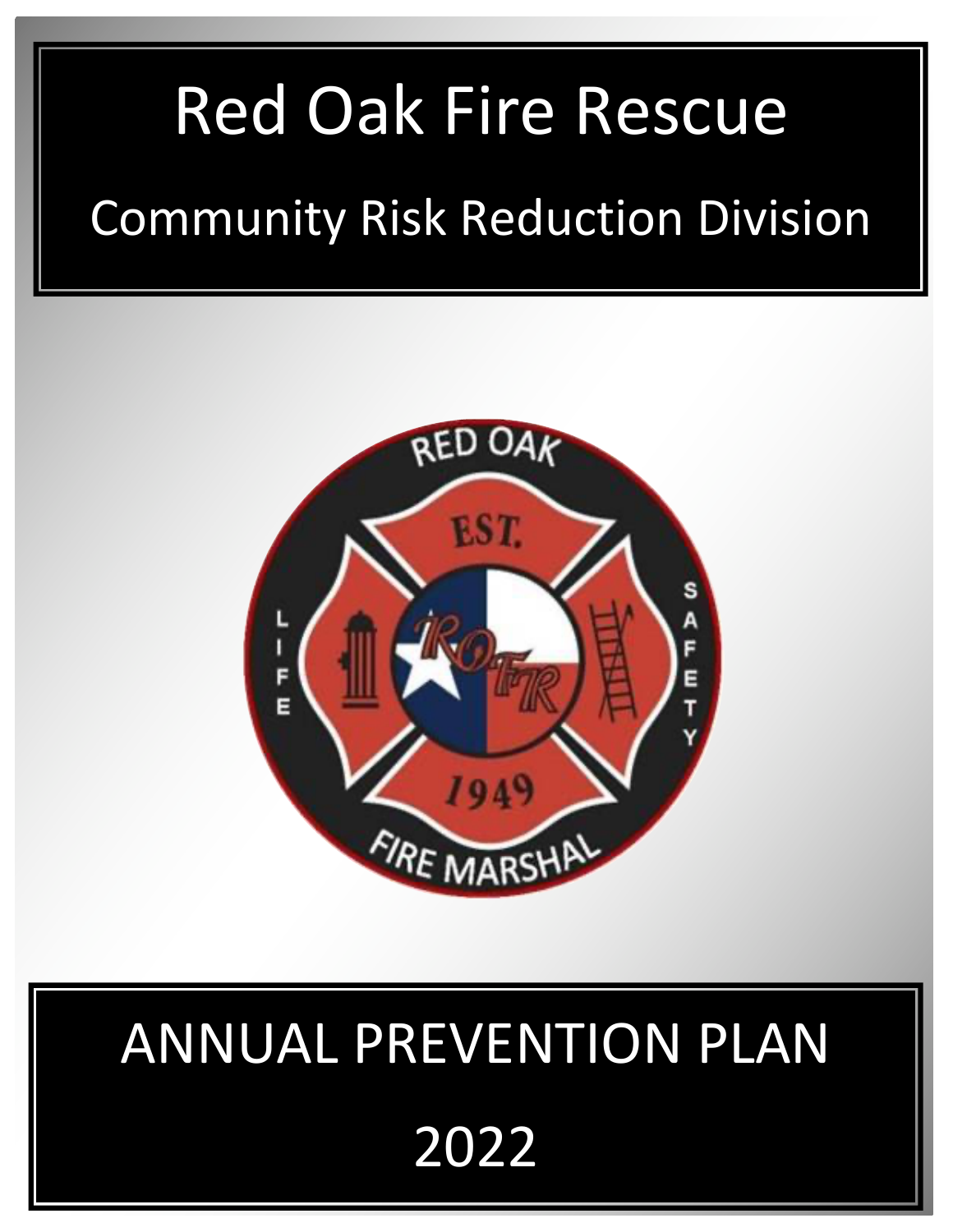# Red Oak Fire Rescue

## Community Risk Reduction Division

# ANNUAL PREVENTION PLAN

# 2022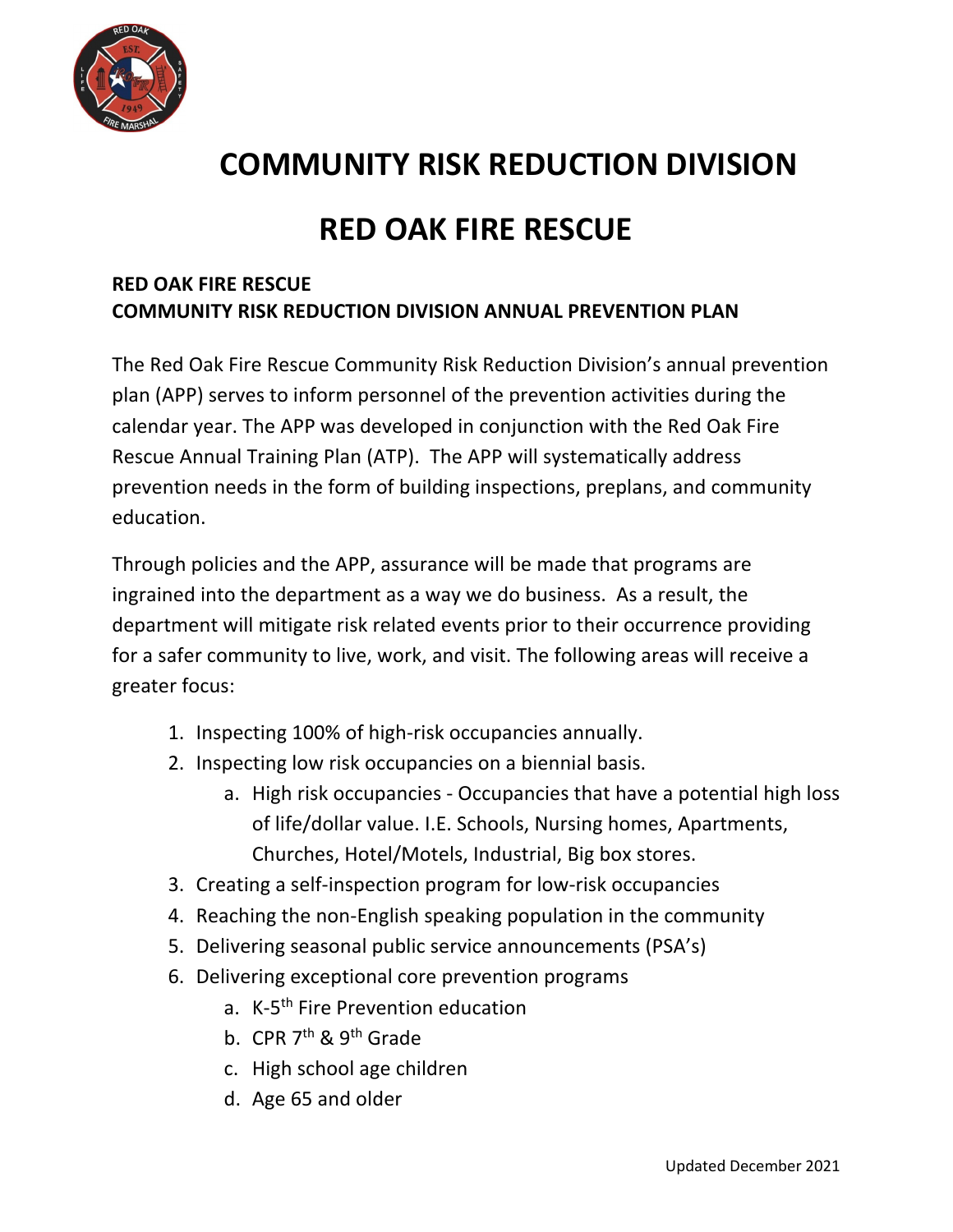# COMMUNITY RISK REDUCTION DIVISION

# RED OAK FIRE RESCUE

**RED OAK FIRE RESCUE**
**COMMUNITY RISK REDUCTION DIVISION ANNUAL PREVENTION PLAN**

The Red Oak Fire Rescue Community Risk Reduction Division's annual prevention plan (APP) serves to inform personnel of the prevention activities during the calendar year. The APP was developed in conjunction with the Red Oak Fire Rescue Annual Training Plan (ATP). The APP will systematically address prevention needs in the form of building inspections, preplans, and community education.

Through policies and the APP, assurance will be made that programs are ingrained into the department as a way we do business. As a result, the department will mitigate risk related events prior to their occurrence providing for a safer community to live, work, and visit. The following areas will receive a greater focus:

1. Inspecting 100% of high-risk occupancies annually.
2. Inspecting low risk occupancies on a biennial basis.
   a. High risk occupancies - Occupancies that have a potential high loss of life/dollar value. I.E. Schools, Nursing homes, Apartments, Churches, Hotel/Motels, Industrial, Big box stores.
3. Creating a self-inspection program for low-risk occupancies
4. Reaching the non-English speaking population in the community
5. Delivering seasonal public service announcements (PSA's)
6. Delivering exceptional core prevention programs
   a. K-5th Fire Prevention education
   b. CPR 7th & 9th Grade
   c. High school age children
   d. Age 65 and older

Updated December 2021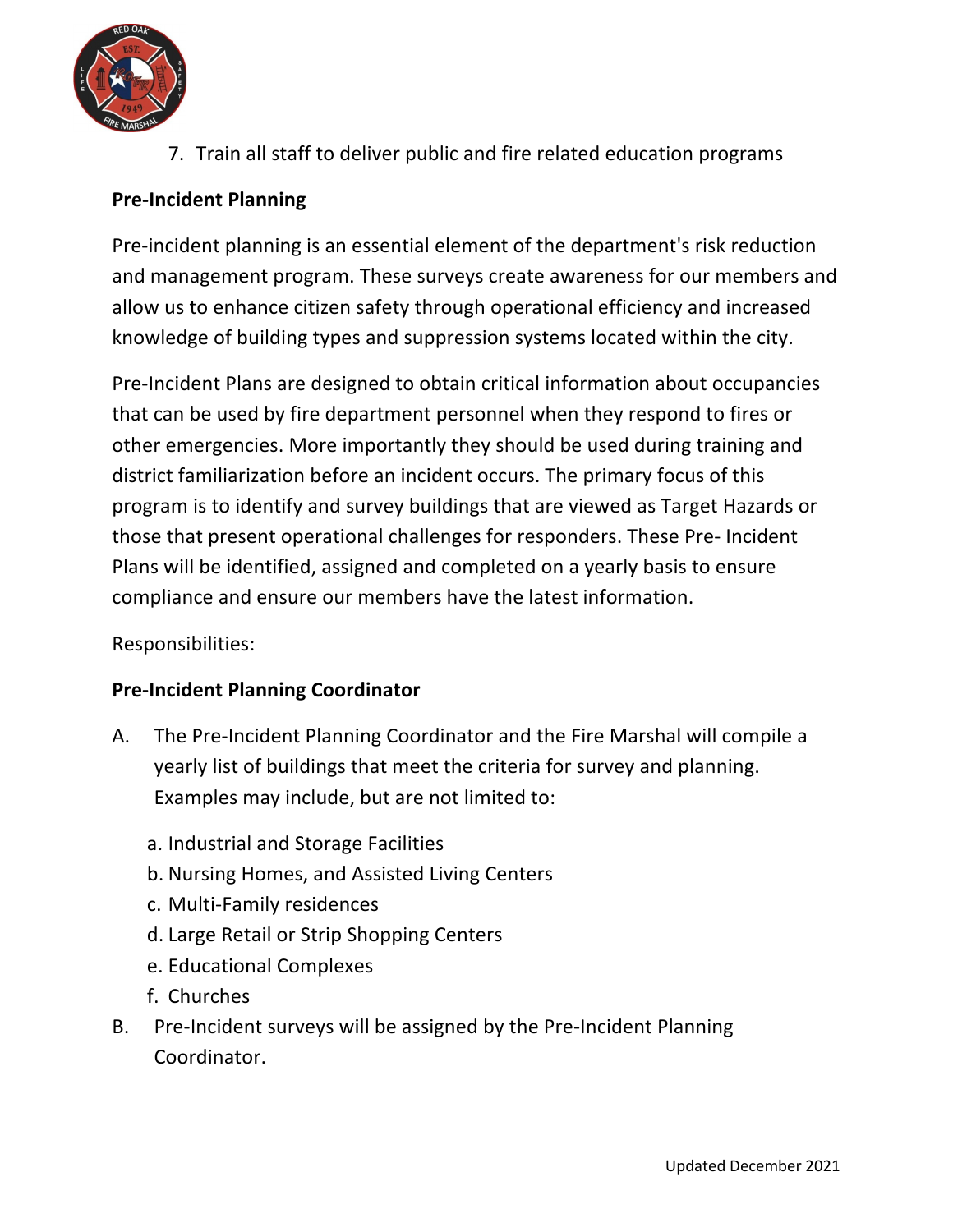7. Train all staff to deliver public and fire related education programs

**Pre-Incident Planning**

Pre-incident planning is an essential element of the department's risk reduction and management program. These surveys create awareness for our members and allow us to enhance citizen safety through operational efficiency and increased knowledge of building types and suppression systems located within the city.

Pre-Incident Plans are designed to obtain critical information about occupancies that can be used by fire department personnel when they respond to fires or other emergencies. More importantly they should be used during training and district familiarization before an incident occurs. The primary focus of this program is to identify and survey buildings that are viewed as Target Hazards or those that present operational challenges for responders. These Pre- Incident Plans will be identified, assigned and completed on a yearly basis to ensure compliance and ensure our members have the latest information.

Responsibilities:

**Pre-Incident Planning Coordinator**

A. The Pre-Incident Planning Coordinator and the Fire Marshal will compile a yearly list of buildings that meet the criteria for survey and planning. Examples may include, but are not limited to:

   a. Industrial and Storage Facilities
   b. Nursing Homes, and Assisted Living Centers
   c. Multi-Family residences
   d. Large Retail or Strip Shopping Centers
   e. Educational Complexes
   f. Churches

B. Pre-Incident surveys will be assigned by the Pre-Incident Planning Coordinator.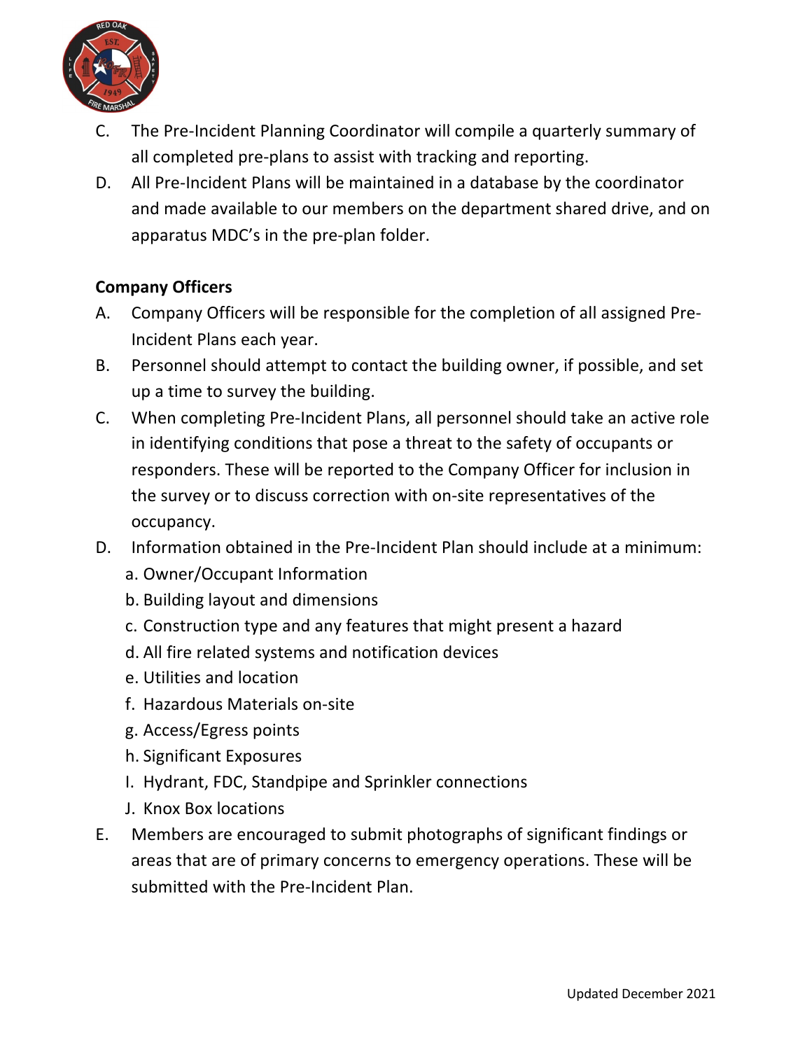C. The Pre-Incident Planning Coordinator will compile a quarterly summary of all completed pre-plans to assist with tracking and reporting.

D. All Pre-Incident Plans will be maintained in a database by the coordinator and made available to our members on the department shared drive, and on apparatus MDC's in the pre-plan folder.

**Company Officers**

A. Company Officers will be responsible for the completion of all assigned Pre-Incident Plans each year.

B. Personnel should attempt to contact the building owner, if possible, and set up a time to survey the building.

C. When completing Pre-Incident Plans, all personnel should take an active role in identifying conditions that pose a threat to the safety of occupants or responders. These will be reported to the Company Officer for inclusion in the survey or to discuss correction with on-site representatives of the occupancy.

D. Information obtained in the Pre-Incident Plan should include at a minimum:

   a. Owner/Occupant Information
   b. Building layout and dimensions
   c. Construction type and any features that might present a hazard
   d. All fire related systems and notification devices
   e. Utilities and location
   f. Hazardous Materials on-site
   g. Access/Egress points
   h. Significant Exposures
   I. Hydrant, FDC, Standpipe and Sprinkler connections
   J. Knox Box locations

E. Members are encouraged to submit photographs of significant findings or areas that are of primary concerns to emergency operations. These will be submitted with the Pre-Incident Plan.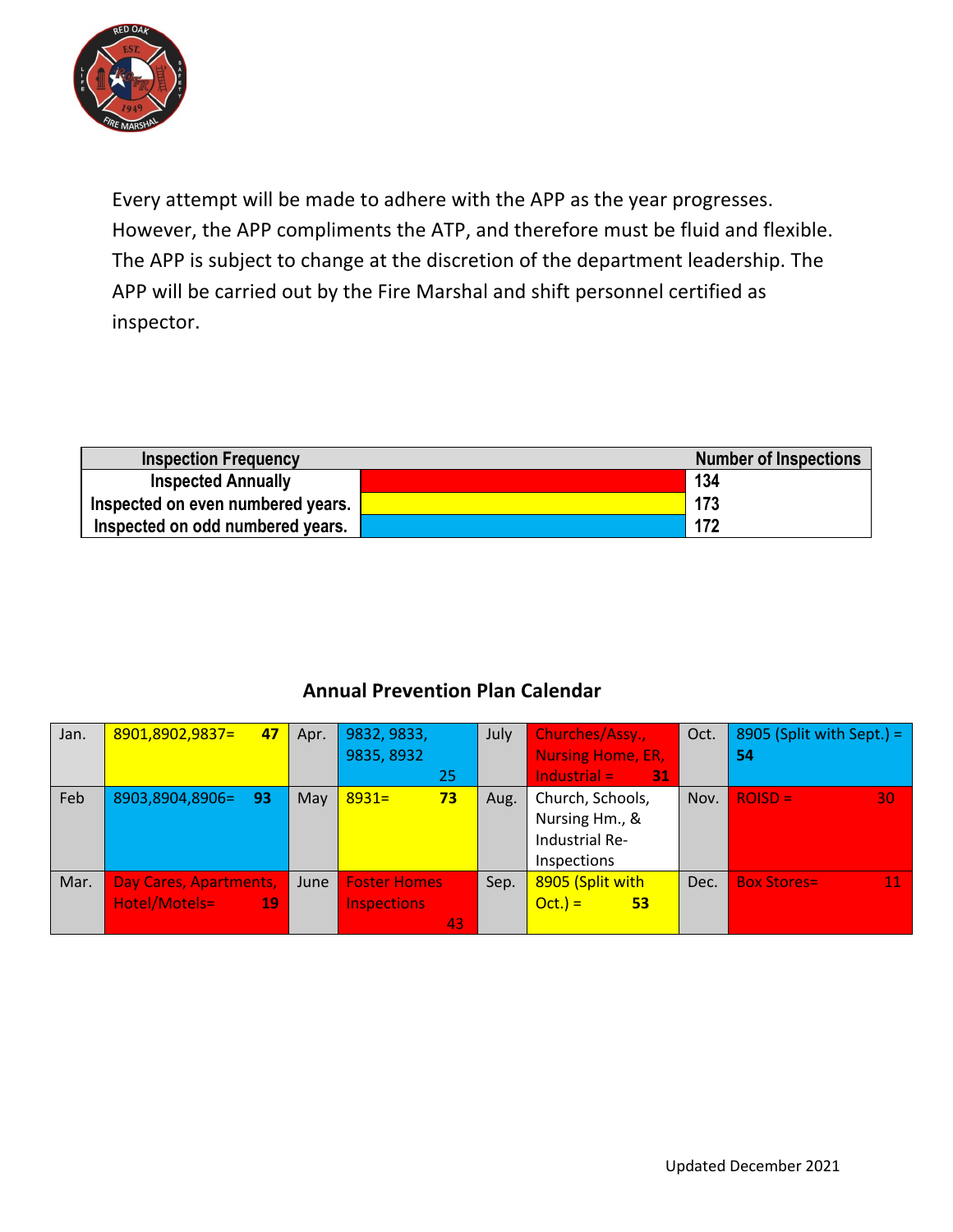Every attempt will be made to adhere with the APP as the year progresses. However, the APP compliments the ATP, and therefore must be fluid and flexible. The APP is subject to change at the discretion of the department leadership. The APP will be carried out by the Fire Marshal and shift personnel certified as inspector.

| Inspection Frequency | | Number of Inspections |
|---|---|---|
| Inspected Annually | | 134 |
| Inspected on even numbered years. | | 173 |
| Inspected on odd numbered years. | | 172 |

## Annual Prevention Plan Calendar

| | | | | | | | |
|---|---|---|---|---|---|---|---|
| Jan. | 8901,8902,9837= **47** | Apr. | 9832, 9833, 9835, 8932 25 | July | Churches/Assy., Nursing Home, ER, Industrial = **31** | Oct. | 8905 (Split with Sept.) = **54** |
| Feb | 8903,8904,8906= **93** | May | 8931= **73** | Aug. | Church, Schools, Nursing Hm., & Industrial Re-Inspections | Nov. | ROISD = 30 |
| Mar. | Day Cares, Apartments, Hotel/Motels= **19** | June | Foster Homes Inspections 43 | Sep. | 8905 (Split with Oct.) = **53** | Dec. | Box Stores= 11 |

Updated December 2021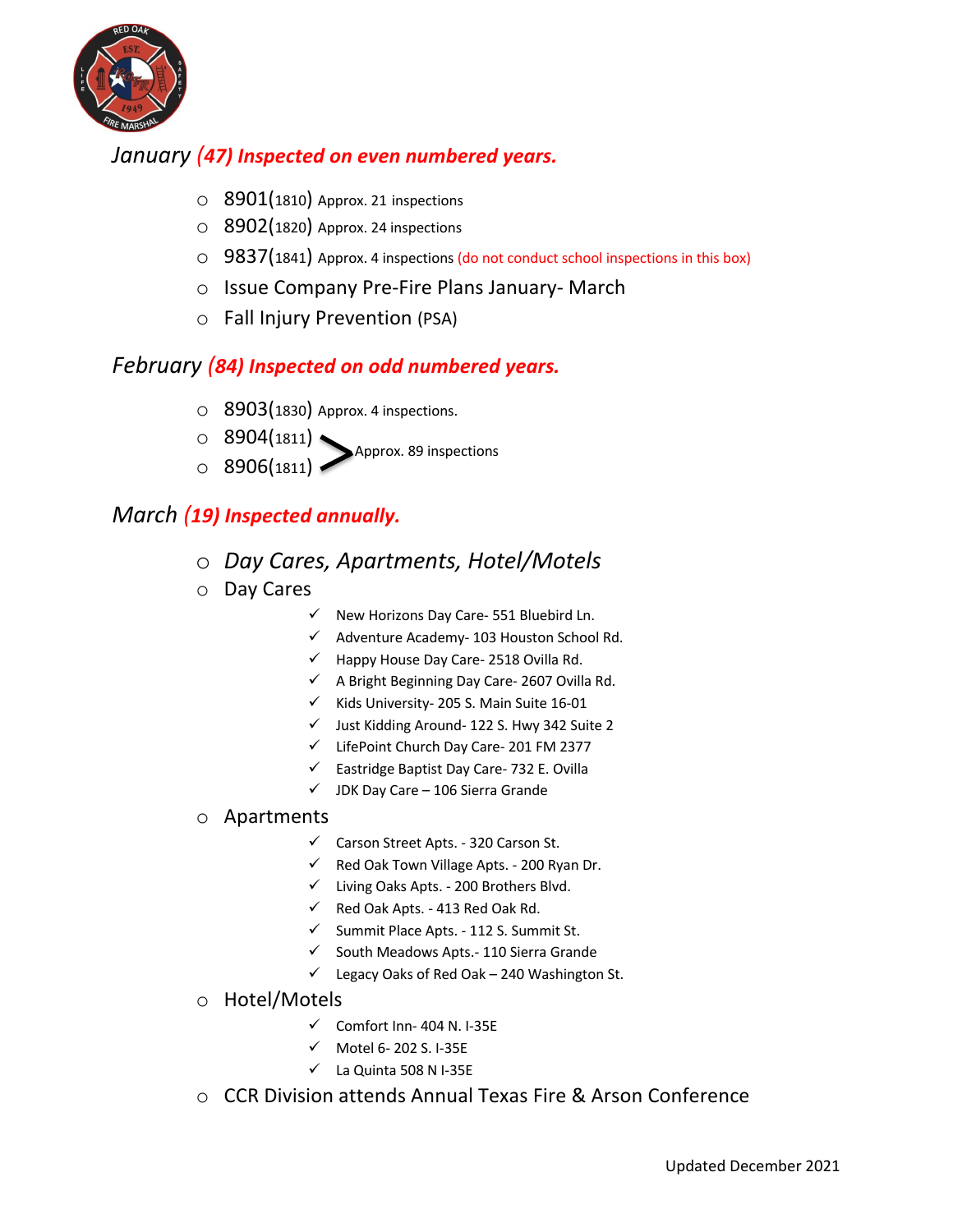## *January* ***(47) Inspected on even numbered years.***

- 8901(1810) Approx. 21 inspections
- 8902(1820) Approx. 24 inspections
- 9837(1841) Approx. 4 inspections (do not conduct school inspections in this box)
- Issue Company Pre-Fire Plans January- March
- Fall Injury Prevention (PSA)

## *February* ***(84) Inspected on odd numbered years.***

- 8903(1830) Approx. 4 inspections.
- 8904(1811) } Approx. 89 inspections
- 8906(1811) }

## *March* ***(19) Inspected annually.***

- *Day Cares, Apartments, Hotel/Motels*
- Day Cares
  - ✓ New Horizons Day Care- 551 Bluebird Ln.
  - ✓ Adventure Academy- 103 Houston School Rd.
  - ✓ Happy House Day Care- 2518 Ovilla Rd.
  - ✓ A Bright Beginning Day Care- 2607 Ovilla Rd.
  - ✓ Kids University- 205 S. Main Suite 16-01
  - ✓ Just Kidding Around- 122 S. Hwy 342 Suite 2
  - ✓ LifePoint Church Day Care- 201 FM 2377
  - ✓ Eastridge Baptist Day Care- 732 E. Ovilla
  - ✓ JDK Day Care – 106 Sierra Grande
- Apartments
  - ✓ Carson Street Apts. - 320 Carson St.
  - ✓ Red Oak Town Village Apts. - 200 Ryan Dr.
  - ✓ Living Oaks Apts. - 200 Brothers Blvd.
  - ✓ Red Oak Apts. - 413 Red Oak Rd.
  - ✓ Summit Place Apts. - 112 S. Summit St.
  - ✓ South Meadows Apts.- 110 Sierra Grande
  - ✓ Legacy Oaks of Red Oak – 240 Washington St.
- Hotel/Motels
  - ✓ Comfort Inn- 404 N. I-35E
  - ✓ Motel 6- 202 S. I-35E
  - ✓ La Quinta 508 N I-35E
- CCR Division attends Annual Texas Fire & Arson Conference

Updated December 2021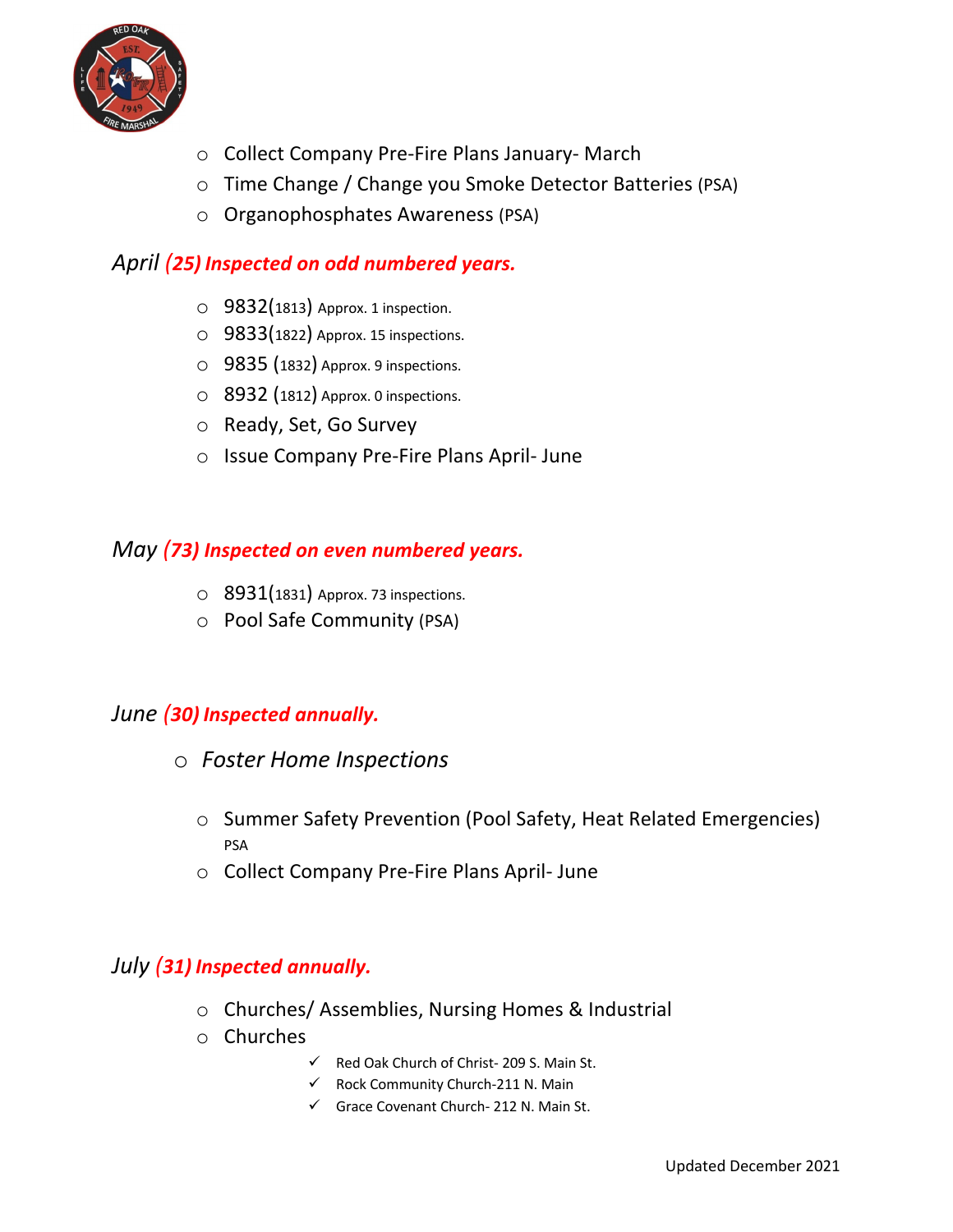- Collect Company Pre-Fire Plans January- March
- Time Change / Change you Smoke Detector Batteries (PSA)
- Organophosphates Awareness (PSA)

*April* ***(25) Inspected on odd numbered years.***

- 9832(1813) Approx. 1 inspection.
- 9833(1822) Approx. 15 inspections.
- 9835 (1832) Approx. 9 inspections.
- 8932 (1812) Approx. 0 inspections.
- Ready, Set, Go Survey
- Issue Company Pre-Fire Plans April- June

*May* ***(73) Inspected on even numbered years.***

- 8931(1831) Approx. 73 inspections.
- Pool Safe Community (PSA)

*June* ***(30) Inspected annually.***

- *Foster Home Inspections*
- Summer Safety Prevention (Pool Safety, Heat Related Emergencies) PSA
- Collect Company Pre-Fire Plans April- June

*July* ***(31) Inspected annually.***

- Churches/ Assemblies, Nursing Homes & Industrial
- Churches
  - ✓ Red Oak Church of Christ- 209 S. Main St.
  - ✓ Rock Community Church-211 N. Main
  - ✓ Grace Covenant Church- 212 N. Main St.

Updated December 2021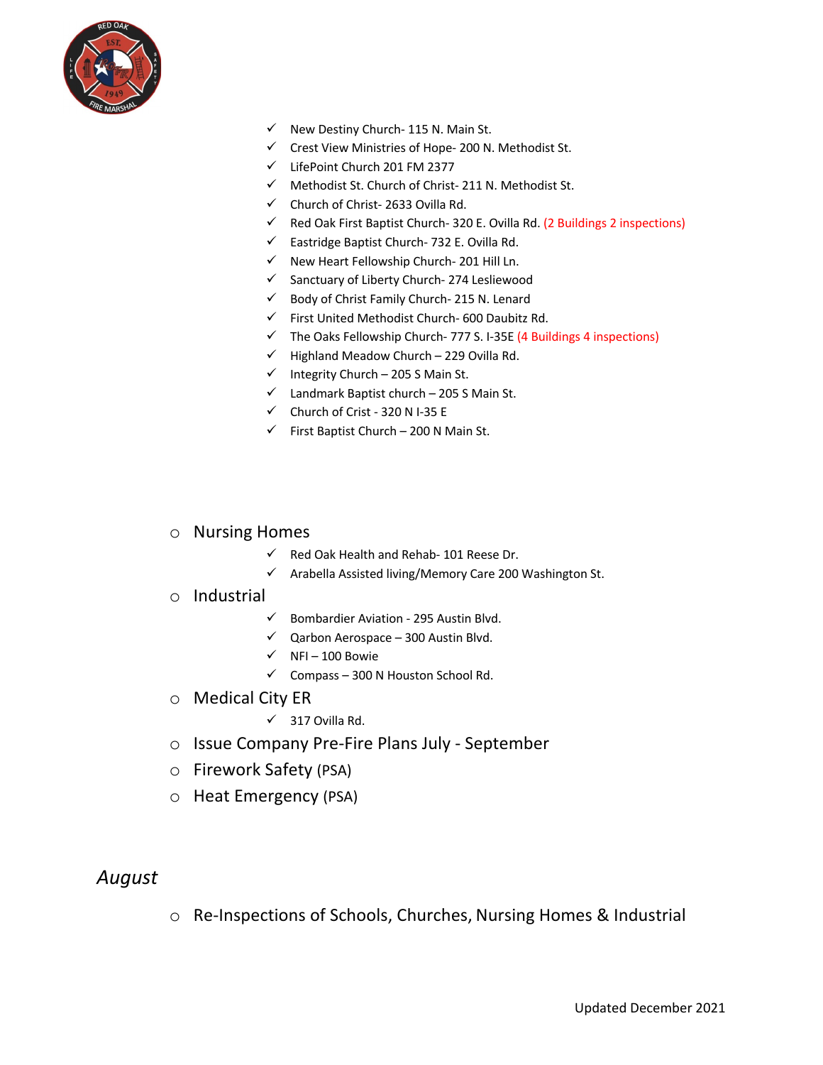- ✓ New Destiny Church- 115 N. Main St.
- ✓ Crest View Ministries of Hope- 200 N. Methodist St.
- ✓ LifePoint Church 201 FM 2377
- ✓ Methodist St. Church of Christ- 211 N. Methodist St.
- ✓ Church of Christ- 2633 Ovilla Rd.
- ✓ Red Oak First Baptist Church- 320 E. Ovilla Rd. (2 Buildings 2 inspections)
- ✓ Eastridge Baptist Church- 732 E. Ovilla Rd.
- ✓ New Heart Fellowship Church- 201 Hill Ln.
- ✓ Sanctuary of Liberty Church- 274 Lesliewood
- ✓ Body of Christ Family Church- 215 N. Lenard
- ✓ First United Methodist Church- 600 Daubitz Rd.
- ✓ The Oaks Fellowship Church- 777 S. I-35E (4 Buildings 4 inspections)
- ✓ Highland Meadow Church – 229 Ovilla Rd.
- ✓ Integrity Church – 205 S Main St.
- ✓ Landmark Baptist church – 205 S Main St.
- ✓ Church of Crist - 320 N I-35 E
- ✓ First Baptist Church – 200 N Main St.

- Nursing Homes
  - ✓ Red Oak Health and Rehab- 101 Reese Dr.
  - ✓ Arabella Assisted living/Memory Care 200 Washington St.
- Industrial
  - ✓ Bombardier Aviation - 295 Austin Blvd.
  - ✓ Qarbon Aerospace – 300 Austin Blvd.
  - ✓ NFI – 100 Bowie
  - ✓ Compass – 300 N Houston School Rd.
- Medical City ER
  - ✓ 317 Ovilla Rd.
- Issue Company Pre-Fire Plans July - September
- Firework Safety (PSA)
- Heat Emergency (PSA)

## *August*

- Re-Inspections of Schools, Churches, Nursing Homes & Industrial

Updated December 2021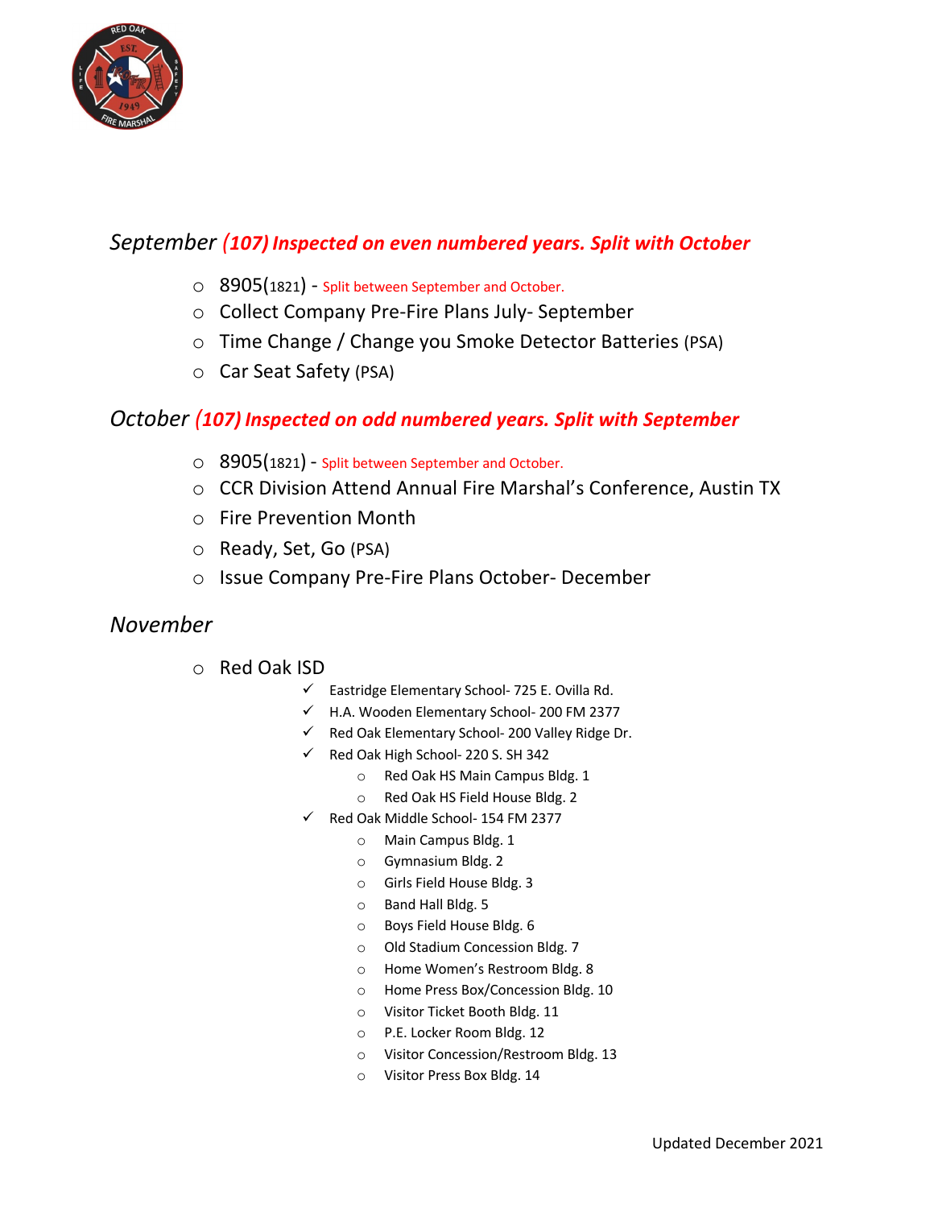## *September* ***(107) Inspected on even numbered years. Split with October***

- 8905(1821) - Split between September and October.
- Collect Company Pre-Fire Plans July- September
- Time Change / Change you Smoke Detector Batteries (PSA)
- Car Seat Safety (PSA)

## *October* ***(107) Inspected on odd numbered years. Split with September***

- 8905(1821) - Split between September and October.
- CCR Division Attend Annual Fire Marshal's Conference, Austin TX
- Fire Prevention Month
- Ready, Set, Go (PSA)
- Issue Company Pre-Fire Plans October- December

## *November*

- Red Oak ISD
  - ✓ Eastridge Elementary School- 725 E. Ovilla Rd.
  - ✓ H.A. Wooden Elementary School- 200 FM 2377
  - ✓ Red Oak Elementary School- 200 Valley Ridge Dr.
  - ✓ Red Oak High School- 220 S. SH 342
    - Red Oak HS Main Campus Bldg. 1
    - Red Oak HS Field House Bldg. 2
  - ✓ Red Oak Middle School- 154 FM 2377
    - Main Campus Bldg. 1
    - Gymnasium Bldg. 2
    - Girls Field House Bldg. 3
    - Band Hall Bldg. 5
    - Boys Field House Bldg. 6
    - Old Stadium Concession Bldg. 7
    - Home Women's Restroom Bldg. 8
    - Home Press Box/Concession Bldg. 10
    - Visitor Ticket Booth Bldg. 11
    - P.E. Locker Room Bldg. 12
    - Visitor Concession/Restroom Bldg. 13
    - Visitor Press Box Bldg. 14

Updated December 2021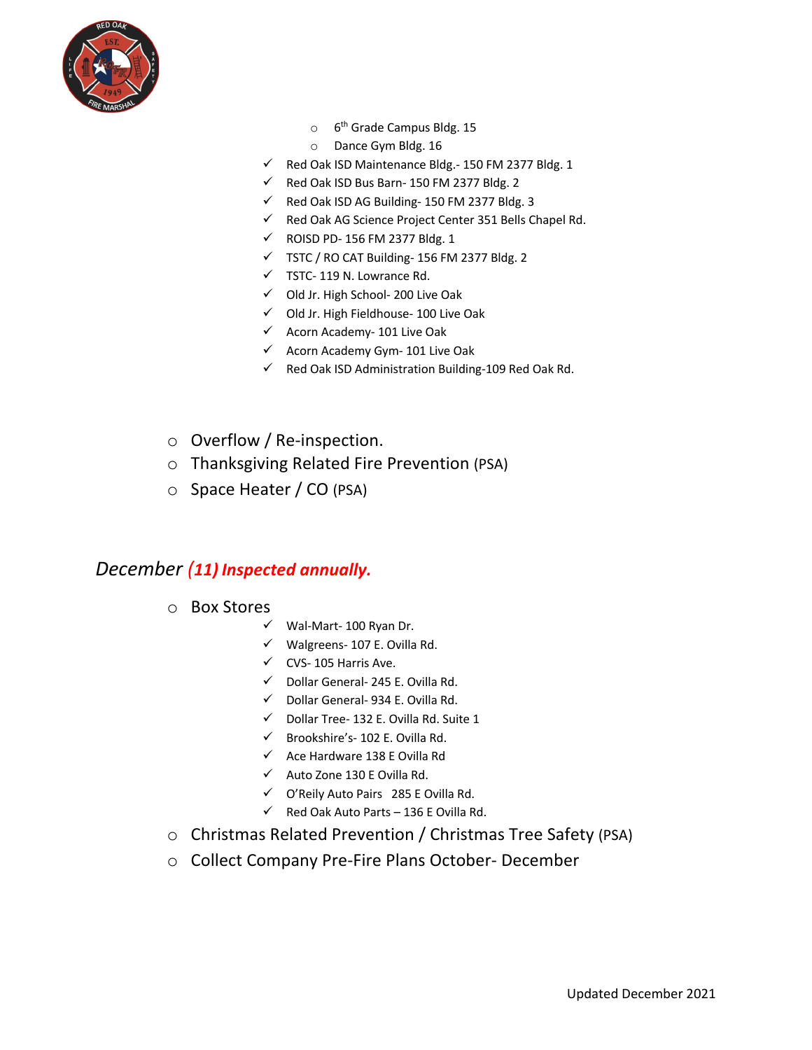- 6th Grade Campus Bldg. 15
- Dance Gym Bldg. 16

- ✓ Red Oak ISD Maintenance Bldg.- 150 FM 2377 Bldg. 1
- ✓ Red Oak ISD Bus Barn- 150 FM 2377 Bldg. 2
- ✓ Red Oak ISD AG Building- 150 FM 2377 Bldg. 3
- ✓ Red Oak AG Science Project Center 351 Bells Chapel Rd.
- ✓ ROISD PD- 156 FM 2377 Bldg. 1
- ✓ TSTC / RO CAT Building- 156 FM 2377 Bldg. 2
- ✓ TSTC- 119 N. Lowrance Rd.
- ✓ Old Jr. High School- 200 Live Oak
- ✓ Old Jr. High Fieldhouse- 100 Live Oak
- ✓ Acorn Academy- 101 Live Oak
- ✓ Acorn Academy Gym- 101 Live Oak
- ✓ Red Oak ISD Administration Building-109 Red Oak Rd.

- Overflow / Re-inspection.
- Thanksgiving Related Fire Prevention (PSA)
- Space Heater / CO (PSA)

## *December **(11) Inspected annually.***

- Box Stores
  - ✓ Wal-Mart- 100 Ryan Dr.
  - ✓ Walgreens- 107 E. Ovilla Rd.
  - ✓ CVS- 105 Harris Ave.
  - ✓ Dollar General- 245 E. Ovilla Rd.
  - ✓ Dollar General- 934 E. Ovilla Rd.
  - ✓ Dollar Tree- 132 E. Ovilla Rd. Suite 1
  - ✓ Brookshire's- 102 E. Ovilla Rd.
  - ✓ Ace Hardware 138 E Ovilla Rd
  - ✓ Auto Zone 130 E Ovilla Rd.
  - ✓ O'Reily Auto Pairs 285 E Ovilla Rd.
  - ✓ Red Oak Auto Parts – 136 E Ovilla Rd.
- Christmas Related Prevention / Christmas Tree Safety (PSA)
- Collect Company Pre-Fire Plans October- December

Updated December 2021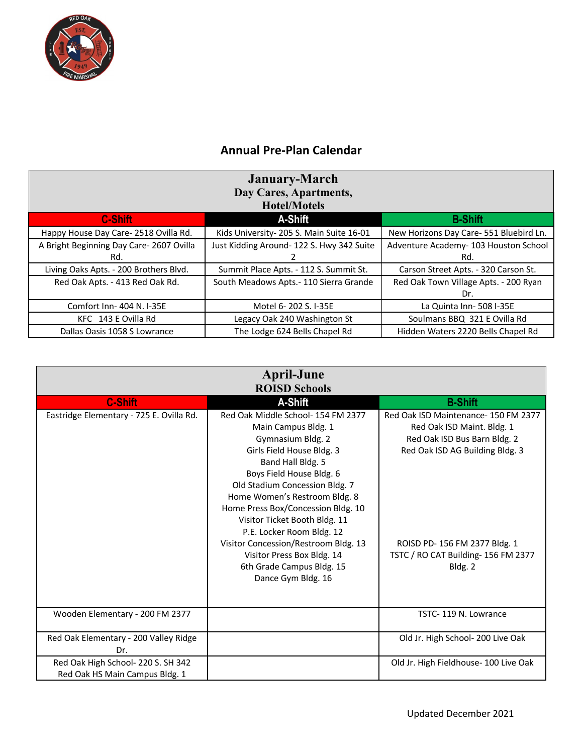## Annual Pre-Plan Calendar

| January-March<br>Day Cares, Apartments,<br>Hotel/Motels | | |
|---|---|---|
| **C-Shift** | **A-Shift** | **B-Shift** |
| Happy House Day Care- 2518 Ovilla Rd. | Kids University- 205 S. Main Suite 16-01 | New Horizons Day Care- 551 Bluebird Ln. |
| A Bright Beginning Day Care- 2607 Ovilla Rd. | Just Kidding Around- 122 S. Hwy 342 Suite 2 | Adventure Academy- 103 Houston School Rd. |
| Living Oaks Apts. - 200 Brothers Blvd. | Summit Place Apts. - 112 S. Summit St. | Carson Street Apts. - 320 Carson St. |
| Red Oak Apts. - 413 Red Oak Rd. | South Meadows Apts.- 110 Sierra Grande | Red Oak Town Village Apts. - 200 Ryan Dr. |
| Comfort Inn- 404 N. I-35E | Motel 6- 202 S. I-35E | La Quinta Inn- 508 I-35E |
| KFC 143 E Ovilla Rd | Legacy Oak 240 Washington St | Soulmans BBQ 321 E Ovilla Rd |
| Dallas Oasis 1058 S Lowrance | The Lodge 624 Bells Chapel Rd | Hidden Waters 2220 Bells Chapel Rd |

| April-June<br>ROISD Schools | | |
|---|---|---|
| **C-Shift** | **A-Shift** | **B-Shift** |
| Eastridge Elementary - 725 E. Ovilla Rd. | Red Oak Middle School- 154 FM 2377<br>Main Campus Bldg. 1<br>Gymnasium Bldg. 2<br>Girls Field House Bldg. 3<br>Band Hall Bldg. 5<br>Boys Field House Bldg. 6<br>Old Stadium Concession Bldg. 7<br>Home Women's Restroom Bldg. 8<br>Home Press Box/Concession Bldg. 10<br>Visitor Ticket Booth Bldg. 11<br>P.E. Locker Room Bldg. 12<br>Visitor Concession/Restroom Bldg. 13<br>Visitor Press Box Bldg. 14<br>6th Grade Campus Bldg. 15<br>Dance Gym Bldg. 16 | Red Oak ISD Maintenance- 150 FM 2377<br>Red Oak ISD Maint. Bldg. 1<br>Red Oak ISD Bus Barn Bldg. 2<br>Red Oak ISD AG Building Bldg. 3<br><br>ROISD PD- 156 FM 2377 Bldg. 1<br>TSTC / RO CAT Building- 156 FM 2377 Bldg. 2 |
| Wooden Elementary - 200 FM 2377 | | TSTC- 119 N. Lowrance |
| Red Oak Elementary - 200 Valley Ridge Dr. | | Old Jr. High School- 200 Live Oak |
| Red Oak High School- 220 S. SH 342<br>Red Oak HS Main Campus Bldg. 1 | | Old Jr. High Fieldhouse- 100 Live Oak |

Updated December 2021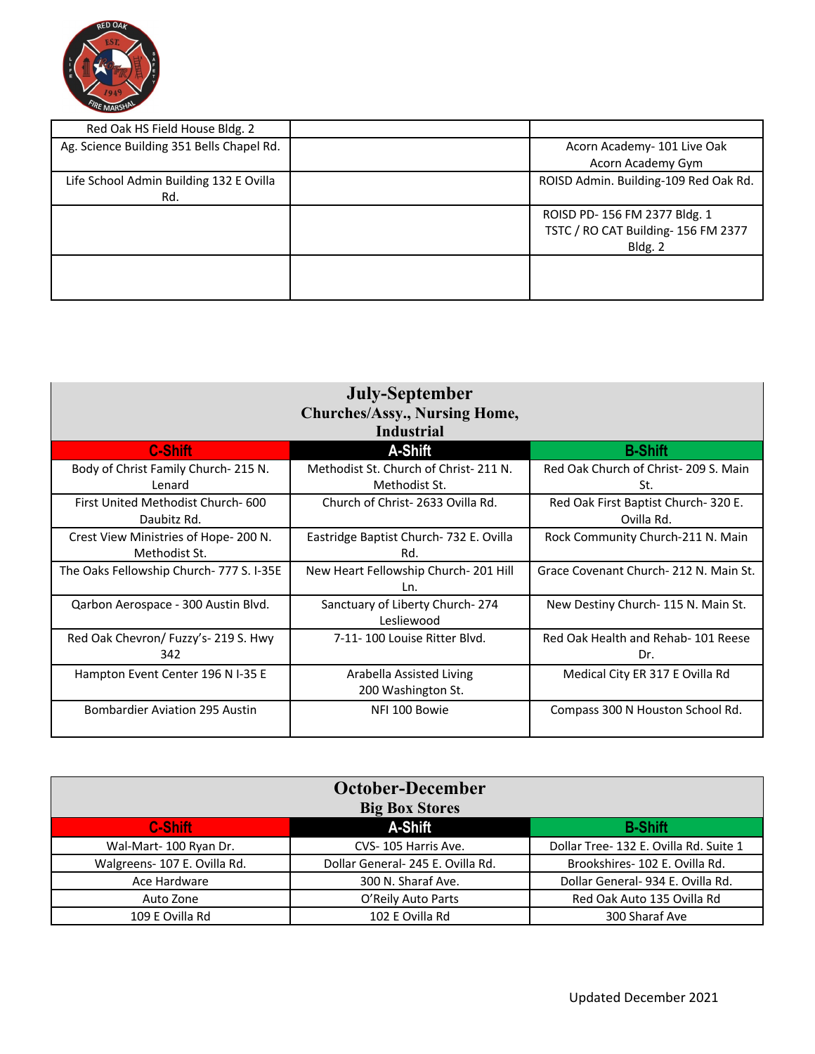| | | |
|---|---|---|
| Red Oak HS Field House Bldg. 2 | | |
| Ag. Science Building 351 Bells Chapel Rd. | | Acorn Academy- 101 Live Oak Acorn Academy Gym |
| Life School Admin Building 132 E Ovilla Rd. | | ROISD Admin. Building-109 Red Oak Rd. |
| | | ROISD PD- 156 FM 2377 Bldg. 1 TSTC / RO CAT Building- 156 FM 2377 Bldg. 2 |
| | | |

| July-September Churches/Assy., Nursing Home, Industrial | | |
|---|---|---|
| **C-Shift** | **A-Shift** | **B-Shift** |
| Body of Christ Family Church- 215 N. Lenard | Methodist St. Church of Christ- 211 N. Methodist St. | Red Oak Church of Christ- 209 S. Main St. |
| First United Methodist Church- 600 Daubitz Rd. | Church of Christ- 2633 Ovilla Rd. | Red Oak First Baptist Church- 320 E. Ovilla Rd. |
| Crest View Ministries of Hope- 200 N. Methodist St. | Eastridge Baptist Church- 732 E. Ovilla Rd. | Rock Community Church-211 N. Main |
| The Oaks Fellowship Church- 777 S. I-35E | New Heart Fellowship Church- 201 Hill Ln. | Grace Covenant Church- 212 N. Main St. |
| Qarbon Aerospace - 300 Austin Blvd. | Sanctuary of Liberty Church- 274 Lesliewood | New Destiny Church- 115 N. Main St. |
| Red Oak Chevron/ Fuzzy's- 219 S. Hwy 342 | 7-11- 100 Louise Ritter Blvd. | Red Oak Health and Rehab- 101 Reese Dr. |
| Hampton Event Center 196 N I-35 E | Arabella Assisted Living 200 Washington St. | Medical City ER 317 E Ovilla Rd |
| Bombardier Aviation 295 Austin | NFI 100 Bowie | Compass 300 N Houston School Rd. |

| October-December Big Box Stores | | |
|---|---|---|
| **C-Shift** | **A-Shift** | **B-Shift** |
| Wal-Mart- 100 Ryan Dr. | CVS- 105 Harris Ave. | Dollar Tree- 132 E. Ovilla Rd. Suite 1 |
| Walgreens- 107 E. Ovilla Rd. | Dollar General- 245 E. Ovilla Rd. | Brookshires- 102 E. Ovilla Rd. |
| Ace Hardware | 300 N. Sharaf Ave. | Dollar General- 934 E. Ovilla Rd. |
| Auto Zone | O'Reily Auto Parts | Red Oak Auto 135 Ovilla Rd |
| 109 E Ovilla Rd | 102 E Ovilla Rd | 300 Sharaf Ave |

Updated December 2021